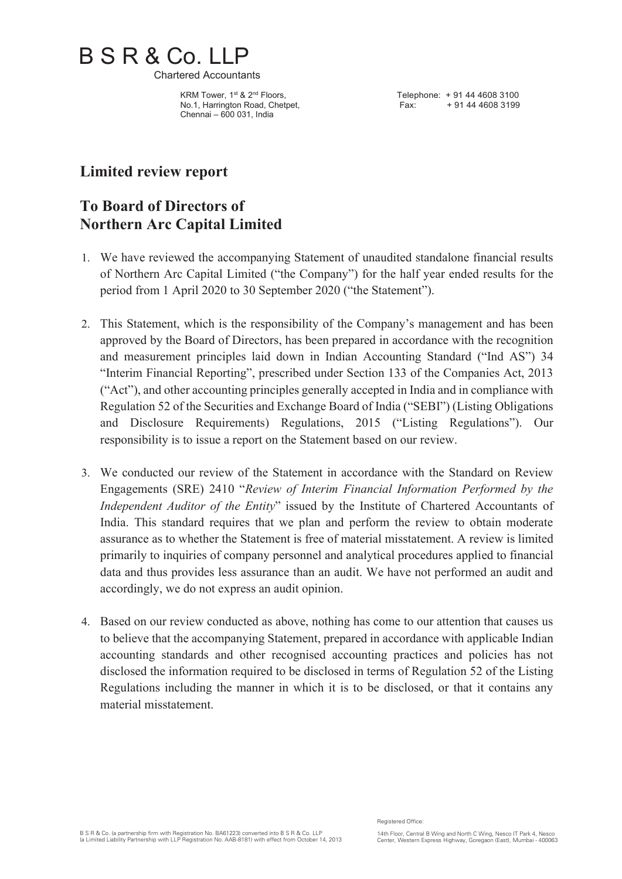# B S R & Co. LLP

Chartered Accountants

KRM Tower, 1st & 2nd Floors,
No.1, Harrington Road, Chetpet,
Chennai – 600 031, India

Telephone: + 91 44 4608 3100
Fax: + 91 44 4608 3199

## Limited review report

## To Board of Directors of Northern Arc Capital Limited

1. We have reviewed the accompanying Statement of unaudited standalone financial results of Northern Arc Capital Limited ("the Company") for the half year ended results for the period from 1 April 2020 to 30 September 2020 ("the Statement").

2. This Statement, which is the responsibility of the Company's management and has been approved by the Board of Directors, has been prepared in accordance with the recognition and measurement principles laid down in Indian Accounting Standard ("Ind AS") 34 "Interim Financial Reporting", prescribed under Section 133 of the Companies Act, 2013 ("Act"), and other accounting principles generally accepted in India and in compliance with Regulation 52 of the Securities and Exchange Board of India ("SEBI") (Listing Obligations and Disclosure Requirements) Regulations, 2015 ("Listing Regulations"). Our responsibility is to issue a report on the Statement based on our review.

3. We conducted our review of the Statement in accordance with the Standard on Review Engagements (SRE) 2410 "*Review of Interim Financial Information Performed by the Independent Auditor of the Entity*" issued by the Institute of Chartered Accountants of India. This standard requires that we plan and perform the review to obtain moderate assurance as to whether the Statement is free of material misstatement. A review is limited primarily to inquiries of company personnel and analytical procedures applied to financial data and thus provides less assurance than an audit. We have not performed an audit and accordingly, we do not express an audit opinion.

4. Based on our review conducted as above, nothing has come to our attention that causes us to believe that the accompanying Statement, prepared in accordance with applicable Indian accounting standards and other recognised accounting practices and policies has not disclosed the information required to be disclosed in terms of Regulation 52 of the Listing Regulations including the manner in which it is to be disclosed, or that it contains any material misstatement.

B S R & Co. (a partnership firm with Registration No. BA61223) converted into B S R & Co. LLP (a Limited Liability Partnership with LLP Registration No. AAB-8181) with effect from October 14, 2013

Registered Office:

14th Floor, Central B Wing and North C Wing, Nesco IT Park 4, Nesco Center, Western Express Highway, Goregaon (East), Mumbai - 400063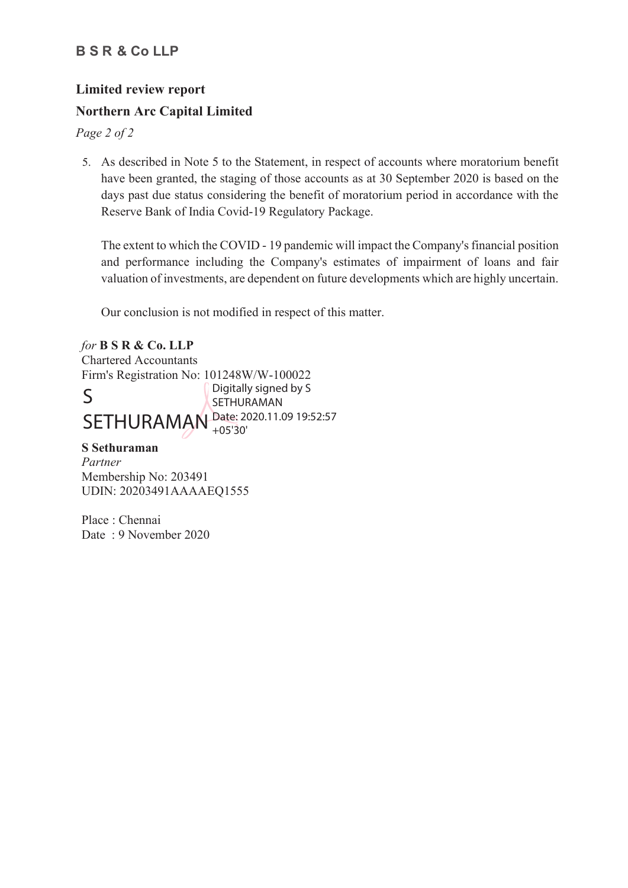**B S R & Co LLP**

**Limited review report**

**Northern Arc Capital Limited**

5. As described in Note 5 to the Statement, in respect of accounts where moratorium benefit have been granted, the staging of those accounts as at 30 September 2020 is based on the days past due status considering the benefit of moratorium period in accordance with the Reserve Bank of India Covid-19 Regulatory Package.

   The extent to which the COVID - 19 pandemic will impact the Company's financial position and performance including the Company's estimates of impairment of loans and fair valuation of investments, are dependent on future developments which are highly uncertain.

   Our conclusion is not modified in respect of this matter.

*for* **B S R & Co. LLP**
Chartered Accountants
Firm's Registration No: 101248W/W-100022

S SETHURAMAN
Digitally signed by S SETHURAMAN
Date: 2020.11.09 19:52:57 +05'30'

**S Sethuraman**
*Partner*
Membership No: 203491
UDIN: 20203491AAAAEQ1555

Place : Chennai
Date : 9 November 2020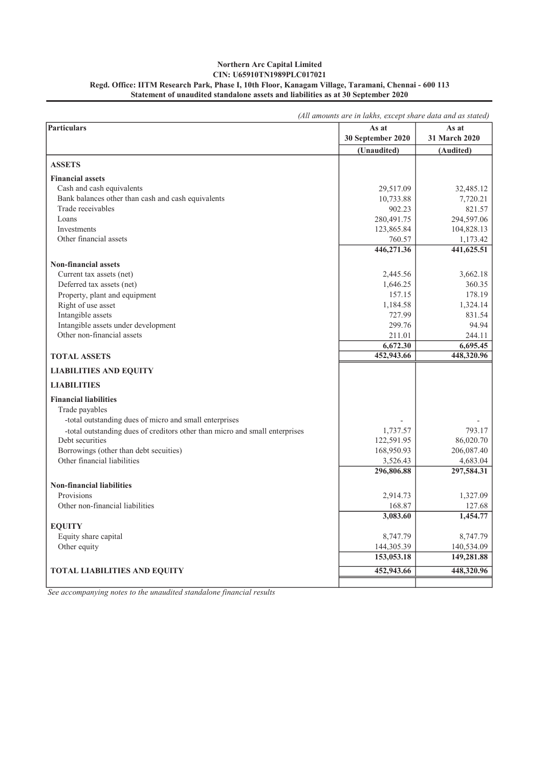**Northern Arc Capital Limited**
**CIN: U65910TN1989PLC017021**
**Regd. Office: IITM Research Park, Phase I, 10th Floor, Kanagam Village, Taramani, Chennai - 600 113**
**Statement of unaudited standalone assets and liabilities as at 30 September 2020**

*(All amounts are in lakhs, except share data and as stated)*

| Particulars | As at 30 September 2020 | As at 31 March 2020 |
|---|---|---|
| | (Unaudited) | (Audited) |
| **ASSETS** | | |
| **Financial assets** | | |
| Cash and cash equivalents | 29,517.09 | 32,485.12 |
| Bank balances other than cash and cash equivalents | 10,733.88 | 7,720.21 |
| Trade receivables | 902.23 | 821.57 |
| Loans | 280,491.75 | 294,597.06 |
| Investments | 123,865.84 | 104,828.13 |
| Other financial assets | 760.57 | 1,173.42 |
| | **446,271.36** | **441,625.51** |
| **Non-financial assets** | | |
| Current tax assets (net) | 2,445.56 | 3,662.18 |
| Deferred tax assets (net) | 1,646.25 | 360.35 |
| Property, plant and equipment | 157.15 | 178.19 |
| Right of use asset | 1,184.58 | 1,324.14 |
| Intangible assets | 727.99 | 831.54 |
| Intangible assets under development | 299.76 | 94.94 |
| Other non-financial assets | 211.01 | 244.11 |
| | **6,672.30** | **6,695.45** |
| **TOTAL ASSETS** | **452,943.66** | **448,320.96** |
| **LIABILITIES AND EQUITY** | | |
| **LIABILITIES** | | |
| **Financial liabilities** | | |
| Trade payables | | |
| -total outstanding dues of micro and small enterprises | - | - |
| -total outstanding dues of creditors other than micro and small enterprises | 1,737.57 | 793.17 |
| Debt securities | 122,591.95 | 86,020.70 |
| Borrowings (other than debt secuities) | 168,950.93 | 206,087.40 |
| Other financial liabilities | 3,526.43 | 4,683.04 |
| | **296,806.88** | **297,584.31** |
| **Non-financial liabilities** | | |
| Provisions | 2,914.73 | 1,327.09 |
| Other non-financial liabilities | 168.87 | 127.68 |
| | **3,083.60** | **1,454.77** |
| **EQUITY** | | |
| Equity share capital | 8,747.79 | 8,747.79 |
| Other equity | 144,305.39 | 140,534.09 |
| | **153,053.18** | **149,281.88** |
| **TOTAL LIABILITIES AND EQUITY** | **452,943.66** | **448,320.96** |

*See accompanying notes to the unaudited standalone financial results*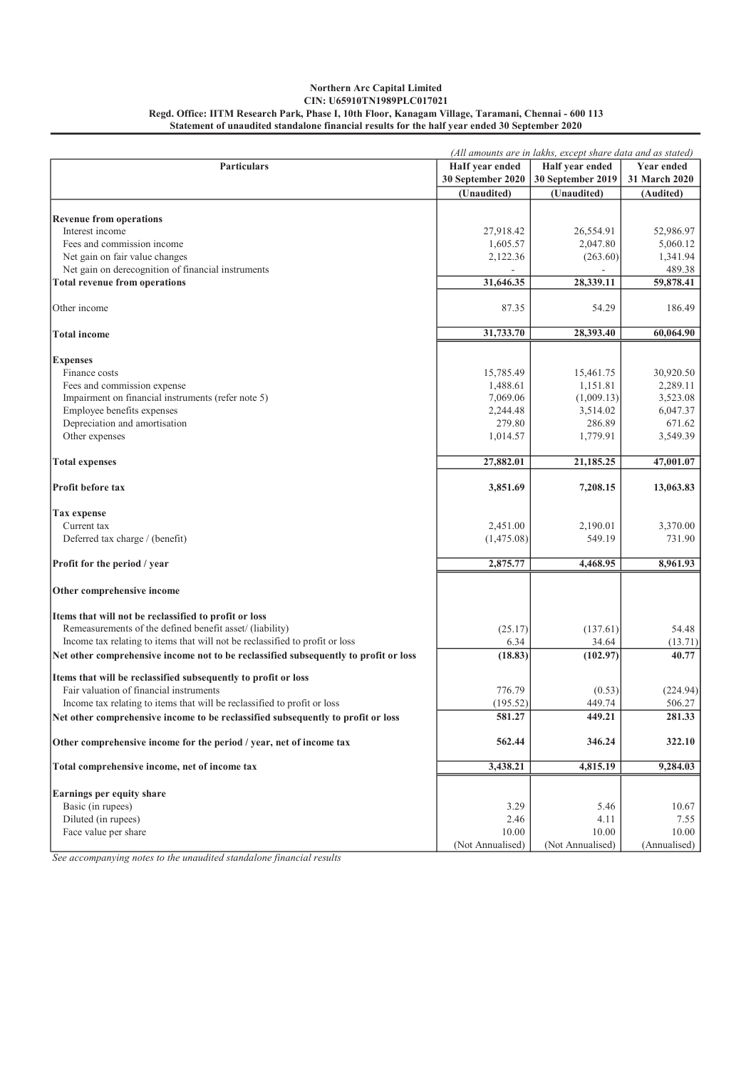**Northern Arc Capital Limited**
**CIN: U65910TN1989PLC017021**
**Regd. Office: IITM Research Park, Phase I, 10th Floor, Kanagam Village, Taramani, Chennai - 600 113**
**Statement of unaudited standalone financial results for the half year ended 30 September 2020**

*(All amounts are in lakhs, except share data and as stated)*

| Particulars | Half year ended 30 September 2020 | Half year ended 30 September 2019 | Year ended 31 March 2020 |
|---|---|---|---|
| | (Unaudited) | (Unaudited) | (Audited) |
| **Revenue from operations** | | | |
| Interest income | 27,918.42 | 26,554.91 | 52,986.97 |
| Fees and commission income | 1,605.57 | 2,047.80 | 5,060.12 |
| Net gain on fair value changes | 2,122.36 | (263.60) | 1,341.94 |
| Net gain on derecognition of financial instruments | - | - | 489.38 |
| **Total revenue from operations** | **31,646.35** | **28,339.11** | **59,878.41** |
| Other income | 87.35 | 54.29 | 186.49 |
| **Total income** | **31,733.70** | **28,393.40** | **60,064.90** |
| **Expenses** | | | |
| Finance costs | 15,785.49 | 15,461.75 | 30,920.50 |
| Fees and commission expense | 1,488.61 | 1,151.81 | 2,289.11 |
| Impairment on financial instruments (refer note 5) | 7,069.06 | (1,009.13) | 3,523.08 |
| Employee benefits expenses | 2,244.48 | 3,514.02 | 6,047.37 |
| Depreciation and amortisation | 279.80 | 286.89 | 671.62 |
| Other expenses | 1,014.57 | 1,779.91 | 3,549.39 |
| **Total expenses** | **27,882.01** | **21,185.25** | **47,001.07** |
| **Profit before tax** | **3,851.69** | **7,208.15** | **13,063.83** |
| **Tax expense** | | | |
| Current tax | 2,451.00 | 2,190.01 | 3,370.00 |
| Deferred tax charge / (benefit) | (1,475.08) | 549.19 | 731.90 |
| **Profit for the period / year** | **2,875.77** | **4,468.95** | **8,961.93** |
| **Other comprehensive income** | | | |
| **Items that will not be reclassified to profit or loss** | | | |
| Remeasurements of the defined benefit asset/ (liability) | (25.17) | (137.61) | 54.48 |
| Income tax relating to items that will not be reclassified to profit or loss | 6.34 | 34.64 | (13.71) |
| **Net other comprehensive income not to be reclassified subsequently to profit or loss** | **(18.83)** | **(102.97)** | **40.77** |
| **Items that will be reclassified subsequently to profit or loss** | | | |
| Fair valuation of financial instruments | 776.79 | (0.53) | (224.94) |
| Income tax relating to items that will be reclassified to profit or loss | (195.52) | 449.74 | 506.27 |
| **Net other comprehensive income to be reclassified subsequently to profit or loss** | **581.27** | **449.21** | **281.33** |
| **Other comprehensive income for the period / year, net of income tax** | **562.44** | **346.24** | **322.10** |
| **Total comprehensive income, net of income tax** | **3,438.21** | **4,815.19** | **9,284.03** |
| **Earnings per equity share** | | | |
| Basic (in rupees) | 3.29 | 5.46 | 10.67 |
| Diluted (in rupees) | 2.46 | 4.11 | 7.55 |
| Face value per share | 10.00 | 10.00 | 10.00 |
| | (Not Annualised) | (Not Annualised) | (Annualised) |

*See accompanying notes to the unaudited standalone financial results*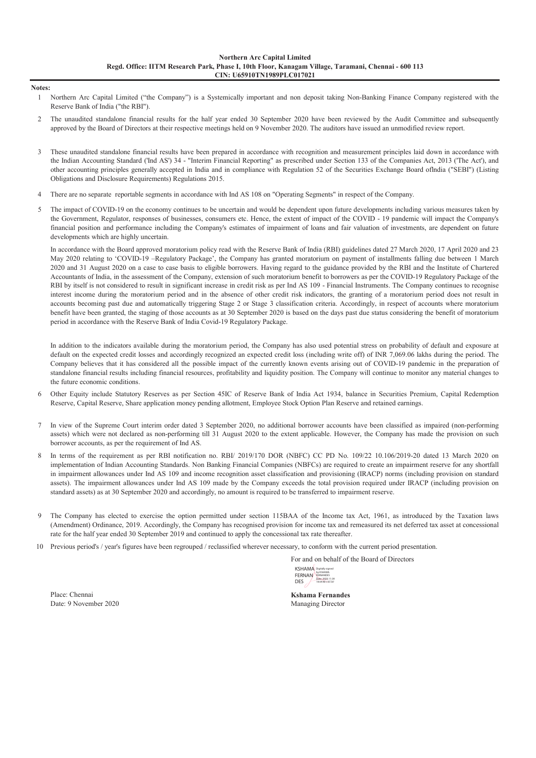**Northern Arc Capital Limited**
**Regd. Office: IITM Research Park, Phase I, 10th Floor, Kanagam Village, Taramani, Chennai - 600 113**
**CIN: U65910TN1989PLC017021**

**Notes:**

1. Northern Arc Capital Limited ("the Company") is a Systemically important and non deposit taking Non-Banking Finance Company registered with the Reserve Bank of India ("the RBI").

2. The unaudited standalone financial results for the half year ended 30 September 2020 have been reviewed by the Audit Committee and subsequently approved by the Board of Directors at their respective meetings held on 9 November 2020. The auditors have issued an unmodified review report.

3. These unaudited standalone financial results have been prepared in accordance with recognition and measurement principles laid down in accordance with the Indian Accounting Standard ('Ind AS') 34 - "Interim Financial Reporting" as prescribed under Section 133 of the Companies Act, 2013 ('The Act'), and other accounting principles generally accepted in India and in compliance with Regulation 52 of the Securities Exchange Board ofIndia ("SEBI") (Listing Obligations and Disclosure Requirements) Regulations 2015.

4. There are no separate reportable segments in accordance with Ind AS 108 on "Operating Segments" in respect of the Company.

5. The impact of COVID-19 on the economy continues to be uncertain and would be dependent upon future developments including various measures taken by the Government, Regulator, responses of businesses, consumers etc. Hence, the extent of impact of the COVID - 19 pandemic will impact the Company's financial position and performance including the Company's estimates of impairment of loans and fair valuation of investments, are dependent on future developments which are highly uncertain.

   In accordance with the Board approved moratorium policy read with the Reserve Bank of India (RBI) guidelines dated 27 March 2020, 17 April 2020 and 23 May 2020 relating to 'COVID-19 –Regulatory Package', the Company has granted moratorium on payment of installments falling due between 1 March 2020 and 31 August 2020 on a case to case basis to eligible borrowers. Having regard to the guidance provided by the RBI and the Institute of Chartered Accountants of India, in the assessment of the Company, extension of such moratorium benefit to borrowers as per the COVID-19 Regulatory Package of the RBI by itself is not considered to result in significant increase in credit risk as per Ind AS 109 - Financial Instruments. The Company continues to recognise interest income during the moratorium period and in the absence of other credit risk indicators, the granting of a moratorium period does not result in accounts becoming past due and automatically triggering Stage 2 or Stage 3 classification criteria. Accordingly, in respect of accounts where moratorium benefit have been granted, the staging of those accounts as at 30 September 2020 is based on the days past due status considering the benefit of moratorium period in accordance with the Reserve Bank of India Covid-19 Regulatory Package.

   In addition to the indicators available during the moratorium period, the Company has also used potential stress on probability of default and exposure at default on the expected credit losses and accordingly recognized an expected credit loss (including write off) of INR 7,069.06 lakhs during the period. The Company believes that it has considered all the possible impact of the currently known events arising out of COVID-19 pandemic in the preparation of standalone financial results including financial resources, profitability and liquidity position. The Company will continue to monitor any material changes to the future economic conditions.

6. Other Equity include Statutory Reserves as per Section 45IC of Reserve Bank of India Act 1934, balance in Securities Premium, Capital Redemption Reserve, Capital Reserve, Share application money pending allotment, Employee Stock Option Plan Reserve and retained earnings.

7. In view of the Supreme Court interim order dated 3 September 2020, no additional borrower accounts have been classified as impaired (non-performing assets) which were not declared as non-performing till 31 August 2020 to the extent applicable. However, the Company has made the provision on such borrower accounts, as per the requirement of Ind AS.

8. In terms of the requirement as per RBI notification no. RBI/ 2019/170 DOR (NBFC) CC PD No. 109/22 10.106/2019-20 dated 13 March 2020 on implementation of Indian Accounting Standards. Non Banking Financial Companies (NBFCs) are required to create an impairment reserve for any shortfall in impairment allowances under Ind AS 109 and income recognition asset classification and provisioning (IRACP) norms (including provision on standard assets). The impairment allowances under Ind AS 109 made by the Company exceeds the total provision required under IRACP (including provision on standard assets) as at 30 September 2020 and accordingly, no amount is required to be transferred to impairment reserve.

9. The Company has elected to exercise the option permitted under section 115BAA of the Income tax Act, 1961, as introduced by the Taxation laws (Amendment) Ordinance, 2019. Accordingly, the Company has recognised provision for income tax and remeasured its net deferred tax asset at concessional rate for the half year ended 30 September 2019 and continued to apply the concessional tax rate thereafter.

10. Previous period's / year's figures have been regrouped / reclassified wherever necessary, to conform with the current period presentation.

For and on behalf of the Board of Directors

KSHAMA FERNANDES
Digitally signed by KSHAMA FERNANDES
Date: 2020.11.09 19:04:48 +05'30'

**Kshama Fernandes**
Managing Director

Place: Chennai
Date: 9 November 2020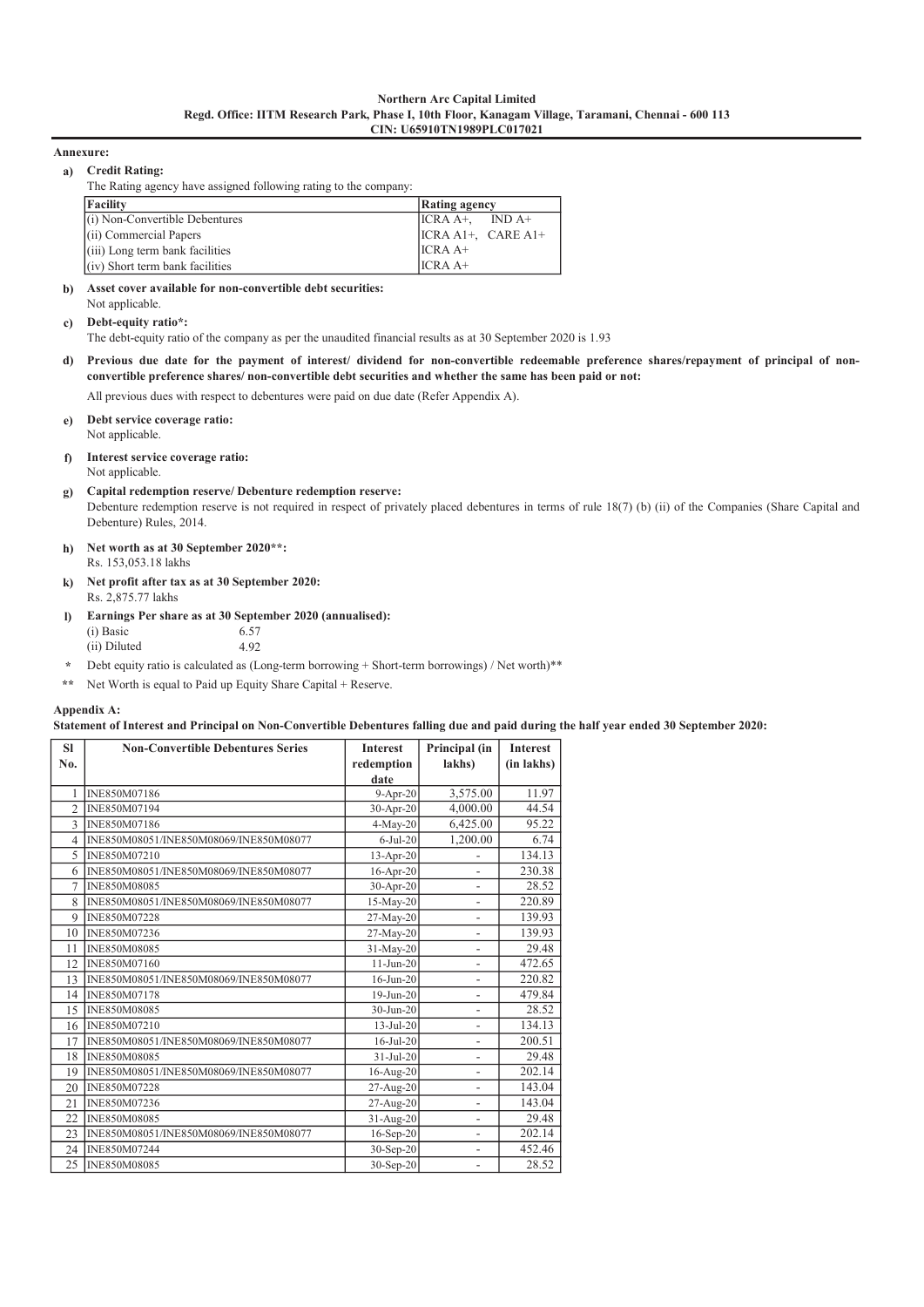**Northern Arc Capital Limited**
**Regd. Office: IITM Research Park, Phase I, 10th Floor, Kanagam Village, Taramani, Chennai - 600 113**
**CIN: U65910TN1989PLC017021**

**Annexure:**

**a) Credit Rating:**

The Rating agency have assigned following rating to the company:

| Facility | Rating agency |
|---|---|
| (i) Non-Convertible Debentures | ICRA A+, IND A+ |
| (ii) Commercial Papers | ICRA A1+, CARE A1+ |
| (iii) Long term bank facilities | ICRA A+ |
| (iv) Short term bank facilities | ICRA A+ |

**b) Asset cover available for non-convertible debt securities:**

Not applicable.

**c) Debt-equity ratio*:**

The debt-equity ratio of the company as per the unaudited financial results as at 30 September 2020 is 1.93

**d) Previous due date for the payment of interest/ dividend for non-convertible redeemable preference shares/repayment of principal of non-convertible preference shares/ non-convertible debt securities and whether the same has been paid or not:**

All previous dues with respect to debentures were paid on due date (Refer Appendix A).

**e) Debt service coverage ratio:**

Not applicable.

**f) Interest service coverage ratio:**

Not applicable.

**g) Capital redemption reserve/ Debenture redemption reserve:**

Debenture redemption reserve is not required in respect of privately placed debentures in terms of rule 18(7) (b) (ii) of the Companies (Share Capital and Debenture) Rules, 2014.

**h) Net worth as at 30 September 2020**:**

Rs. 153,053.18 lakhs

**k) Net profit after tax as at 30 September 2020:**

Rs. 2,875.77 lakhs

**l) Earnings Per share as at 30 September 2020 (annualised):**

(i) Basic 6.57
(ii) Diluted 4.92

\* Debt equity ratio is calculated as (Long-term borrowing + Short-term borrowings) / Net worth)**

** Net Worth is equal to Paid up Equity Share Capital + Reserve.

**Appendix A:**

**Statement of Interest and Principal on Non-Convertible Debentures falling due and paid during the half year ended 30 September 2020:**

| Sl No. | Non-Convertible Debentures Series | Interest redemption date | Principal (in lakhs) | Interest (in lakhs) |
|---|---|---|---|---|
| 1 | INE850M07186 | 9-Apr-20 | 3,575.00 | 11.97 |
| 2 | INE850M07194 | 30-Apr-20 | 4,000.00 | 44.54 |
| 3 | INE850M07186 | 4-May-20 | 6,425.00 | 95.22 |
| 4 | INE850M08051/INE850M08069/INE850M08077 | 6-Jul-20 | 1,200.00 | 6.74 |
| 5 | INE850M07210 | 13-Apr-20 | - | 134.13 |
| 6 | INE850M08051/INE850M08069/INE850M08077 | 16-Apr-20 | - | 230.38 |
| 7 | INE850M08085 | 30-Apr-20 | - | 28.52 |
| 8 | INE850M08051/INE850M08069/INE850M08077 | 15-May-20 | - | 220.89 |
| 9 | INE850M07228 | 27-May-20 | - | 139.93 |
| 10 | INE850M07236 | 27-May-20 | - | 139.93 |
| 11 | INE850M08085 | 31-May-20 | - | 29.48 |
| 12 | INE850M07160 | 11-Jun-20 | - | 472.65 |
| 13 | INE850M08051/INE850M08069/INE850M08077 | 16-Jun-20 | - | 220.82 |
| 14 | INE850M07178 | 19-Jun-20 | - | 479.84 |
| 15 | INE850M08085 | 30-Jun-20 | - | 28.52 |
| 16 | INE850M07210 | 13-Jul-20 | - | 134.13 |
| 17 | INE850M08051/INE850M08069/INE850M08077 | 16-Jul-20 | - | 200.51 |
| 18 | INE850M08085 | 31-Jul-20 | - | 29.48 |
| 19 | INE850M08051/INE850M08069/INE850M08077 | 16-Aug-20 | - | 202.14 |
| 20 | INE850M07228 | 27-Aug-20 | - | 143.04 |
| 21 | INE850M07236 | 27-Aug-20 | - | 143.04 |
| 22 | INE850M08085 | 31-Aug-20 | - | 29.48 |
| 23 | INE850M08051/INE850M08069/INE850M08077 | 16-Sep-20 | - | 202.14 |
| 24 | INE850M07244 | 30-Sep-20 | - | 452.46 |
| 25 | INE850M08085 | 30-Sep-20 | - | 28.52 |